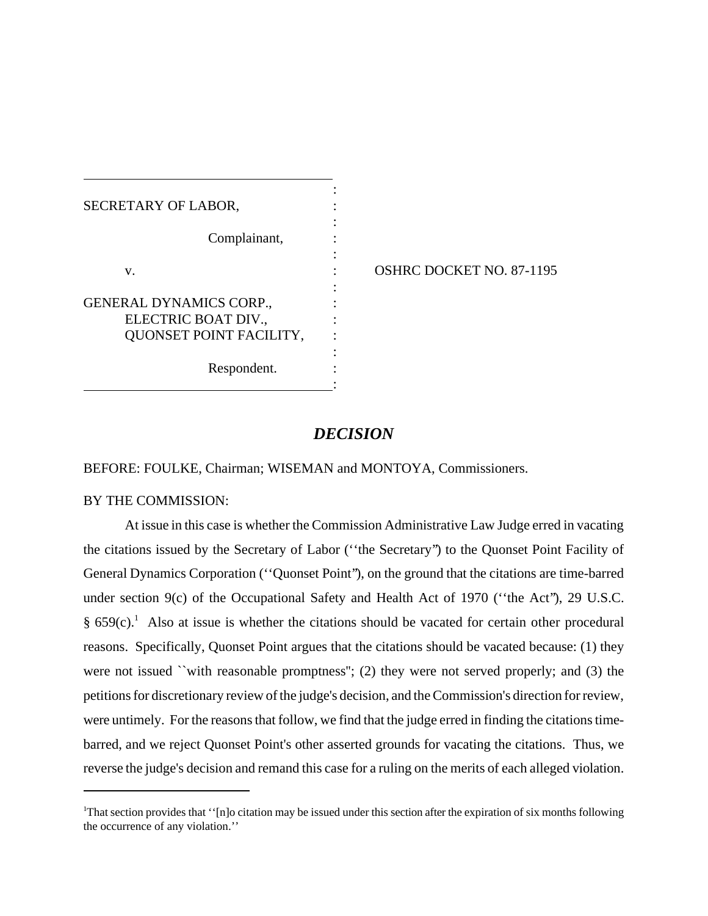SECRETARY OF LABOR,

Complainant,

v.

GENERAL DYNAMICS CORP.,
ELECTRIC BOAT DIV.,
QUONSET POINT FACILITY,

Respondent.

OSHRC DOCKET NO. 87-1195

## *DECISION*

BEFORE: FOULKE, Chairman; WISEMAN and MONTOYA, Commissioners.

BY THE COMMISSION:

At issue in this case is whether the Commission Administrative Law Judge erred in vacating the citations issued by the Secretary of Labor (''the Secretary'') to the Quonset Point Facility of General Dynamics Corporation (''Quonset Point''), on the ground that the citations are time-barred under section 9(c) of the Occupational Safety and Health Act of 1970 (''the Act''), 29 U.S.C. § 659(c).[1] Also at issue is whether the citations should be vacated for certain other procedural reasons. Specifically, Quonset Point argues that the citations should be vacated because: (1) they were not issued ``with reasonable promptness''; (2) they were not served properly; and (3) the petitions for discretionary review of the judge's decision, and the Commission's direction for review, were untimely. For the reasons that follow, we find that the judge erred in finding the citations time-barred, and we reject Quonset Point's other asserted grounds for vacating the citations. Thus, we reverse the judge's decision and remand this case for a ruling on the merits of each alleged violation.

---

[1]That section provides that ''[n]o citation may be issued under this section after the expiration of six months following the occurrence of any violation.''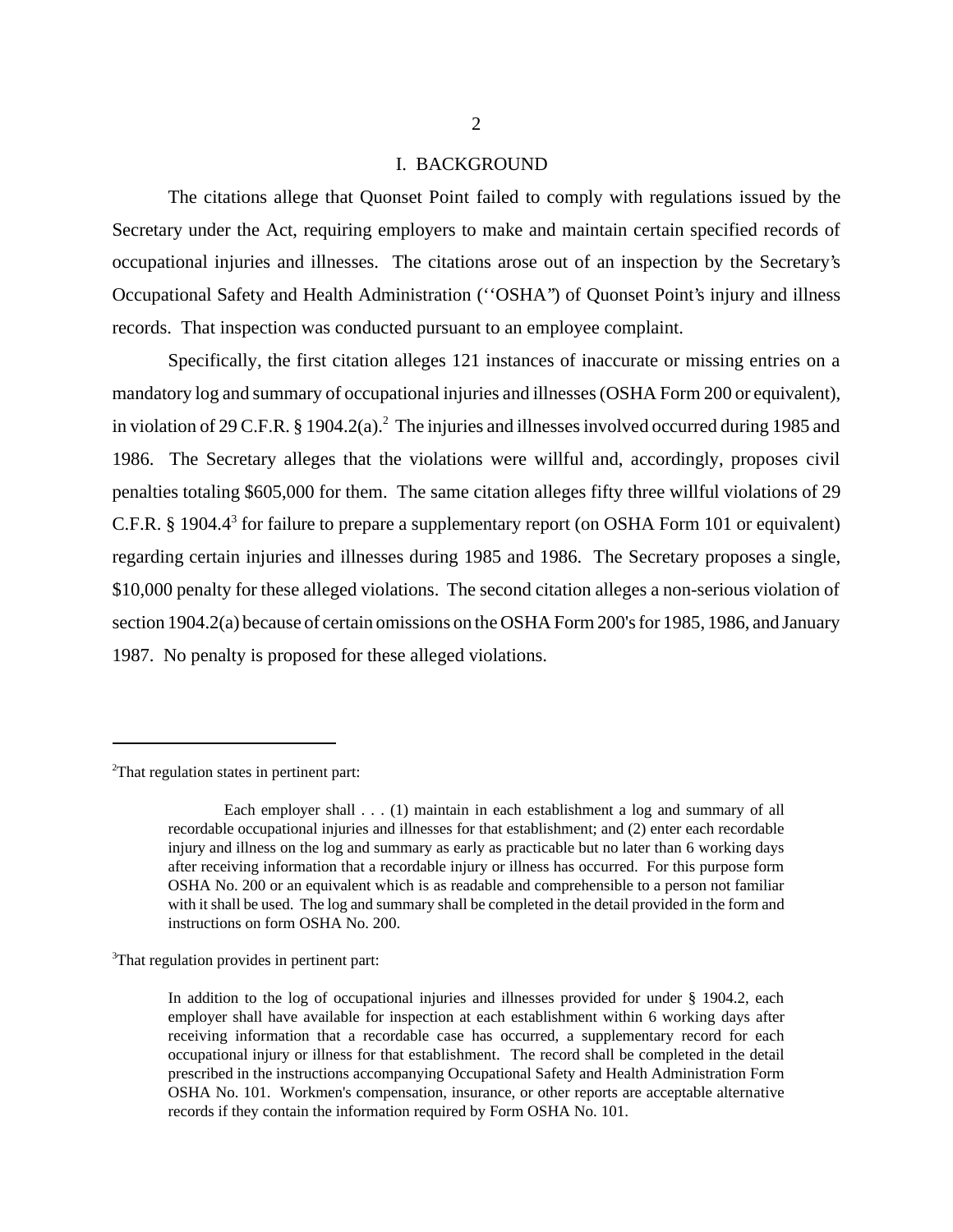## I. BACKGROUND

The citations allege that Quonset Point failed to comply with regulations issued by the Secretary under the Act, requiring employers to make and maintain certain specified records of occupational injuries and illnesses. The citations arose out of an inspection by the Secretary's Occupational Safety and Health Administration (''OSHA'') of Quonset Point's injury and illness records. That inspection was conducted pursuant to an employee complaint.

Specifically, the first citation alleges 121 instances of inaccurate or missing entries on a mandatory log and summary of occupational injuries and illnesses (OSHA Form 200 or equivalent), in violation of 29 C.F.R. § 1904.2(a).[2] The injuries and illnesses involved occurred during 1985 and 1986. The Secretary alleges that the violations were willful and, accordingly, proposes civil penalties totaling $605,000 for them. The same citation alleges fifty three willful violations of 29 C.F.R. § 1904.4[3] for failure to prepare a supplementary report (on OSHA Form 101 or equivalent) regarding certain injuries and illnesses during 1985 and 1986. The Secretary proposes a single, $10,000 penalty for these alleged violations. The second citation alleges a non-serious violation of section 1904.2(a) because of certain omissions on the OSHA Form 200's for 1985, 1986, and January 1987. No penalty is proposed for these alleged violations.

---

[2]That regulation states in pertinent part:

> Each employer shall . . . (1) maintain in each establishment a log and summary of all recordable occupational injuries and illnesses for that establishment; and (2) enter each recordable injury and illness on the log and summary as early as practicable but no later than 6 working days after receiving information that a recordable injury or illness has occurred. For this purpose form OSHA No. 200 or an equivalent which is as readable and comprehensible to a person not familiar with it shall be used. The log and summary shall be completed in the detail provided in the form and instructions on form OSHA No. 200.

[3]That regulation provides in pertinent part:

> In addition to the log of occupational injuries and illnesses provided for under § 1904.2, each employer shall have available for inspection at each establishment within 6 working days after receiving information that a recordable case has occurred, a supplementary record for each occupational injury or illness for that establishment. The record shall be completed in the detail prescribed in the instructions accompanying Occupational Safety and Health Administration Form OSHA No. 101. Workmen's compensation, insurance, or other reports are acceptable alternative records if they contain the information required by Form OSHA No. 101.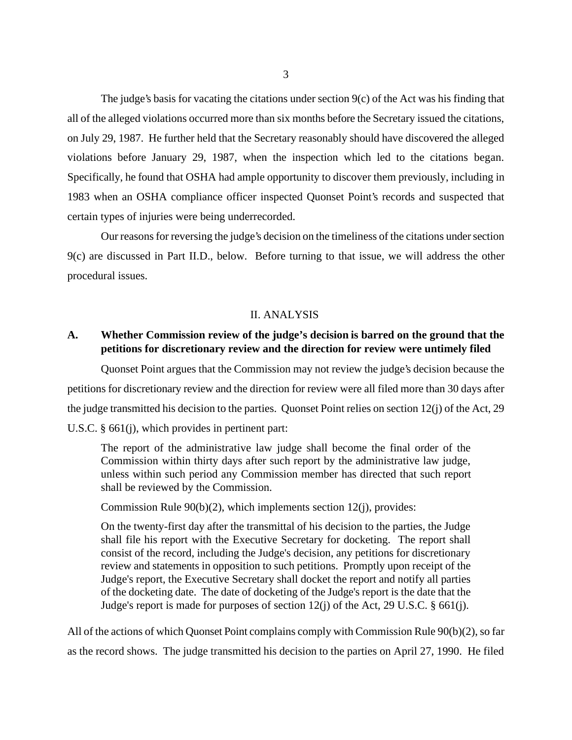The judge's basis for vacating the citations under section 9(c) of the Act was his finding that all of the alleged violations occurred more than six months before the Secretary issued the citations, on July 29, 1987. He further held that the Secretary reasonably should have discovered the alleged violations before January 29, 1987, when the inspection which led to the citations began. Specifically, he found that OSHA had ample opportunity to discover them previously, including in 1983 when an OSHA compliance officer inspected Quonset Point's records and suspected that certain types of injuries were being underrecorded.

Our reasons for reversing the judge's decision on the timeliness of the citations under section 9(c) are discussed in Part II.D., below. Before turning to that issue, we will address the other procedural issues.

## II. ANALYSIS

### A. Whether Commission review of the judge's decision is barred on the ground that the petitions for discretionary review and the direction for review were untimely filed

Quonset Point argues that the Commission may not review the judge's decision because the petitions for discretionary review and the direction for review were all filed more than 30 days after the judge transmitted his decision to the parties. Quonset Point relies on section 12(j) of the Act, 29 U.S.C. § 661(j), which provides in pertinent part:

> The report of the administrative law judge shall become the final order of the Commission within thirty days after such report by the administrative law judge, unless within such period any Commission member has directed that such report shall be reviewed by the Commission.

Commission Rule 90(b)(2), which implements section 12(j), provides:

> On the twenty-first day after the transmittal of his decision to the parties, the Judge shall file his report with the Executive Secretary for docketing. The report shall consist of the record, including the Judge's decision, any petitions for discretionary review and statements in opposition to such petitions. Promptly upon receipt of the Judge's report, the Executive Secretary shall docket the report and notify all parties of the docketing date. The date of docketing of the Judge's report is the date that the Judge's report is made for purposes of section 12(j) of the Act, 29 U.S.C. § 661(j).

All of the actions of which Quonset Point complains comply with Commission Rule 90(b)(2), so far as the record shows. The judge transmitted his decision to the parties on April 27, 1990. He filed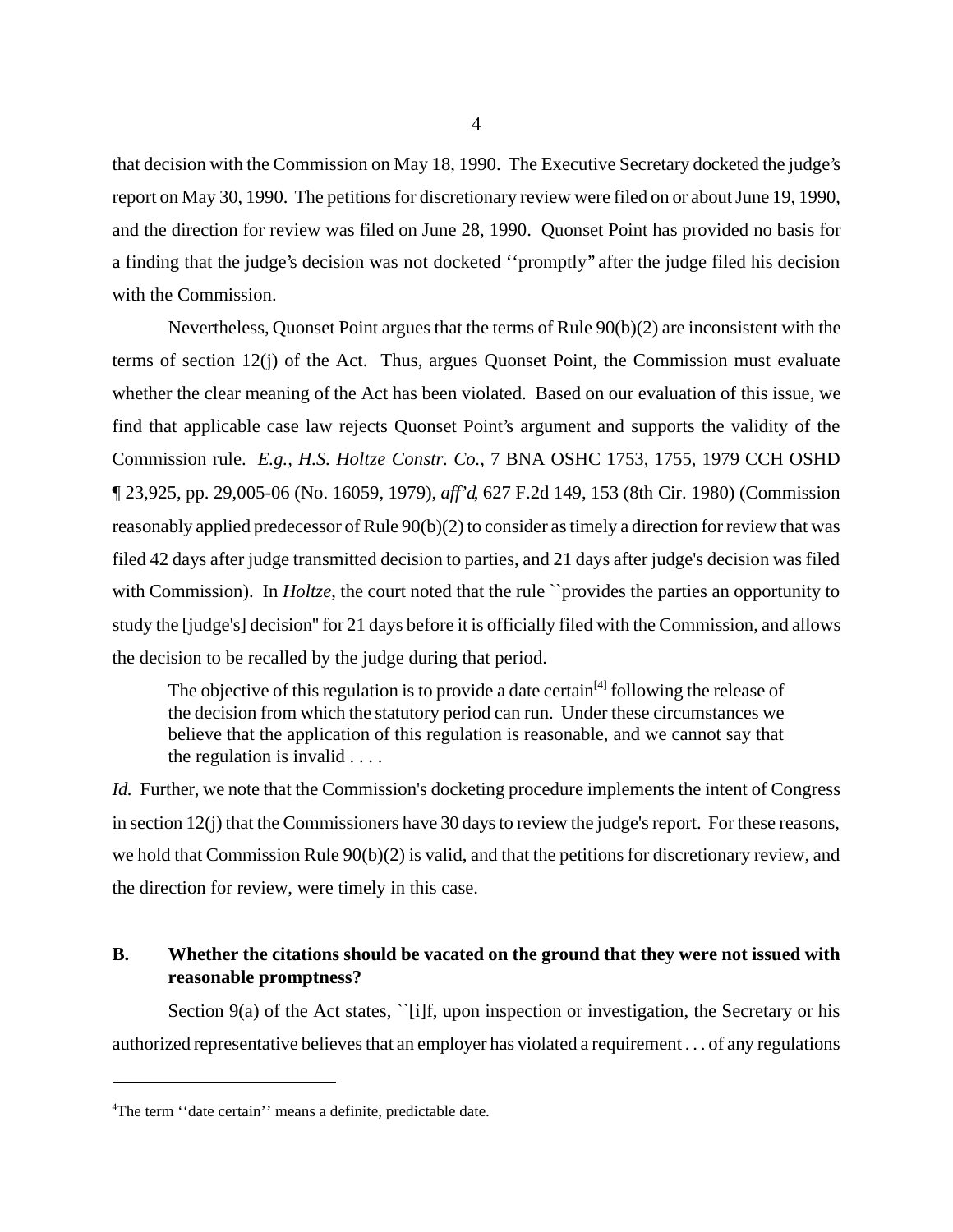that decision with the Commission on May 18, 1990. The Executive Secretary docketed the judge's report on May 30, 1990. The petitions for discretionary review were filed on or about June 19, 1990, and the direction for review was filed on June 28, 1990. Quonset Point has provided no basis for a finding that the judge's decision was not docketed ''promptly" after the judge filed his decision with the Commission.

Nevertheless, Quonset Point argues that the terms of Rule 90(b)(2) are inconsistent with the terms of section 12(j) of the Act. Thus, argues Quonset Point, the Commission must evaluate whether the clear meaning of the Act has been violated. Based on our evaluation of this issue, we find that applicable case law rejects Quonset Point's argument and supports the validity of the Commission rule. *E.g., H.S. Holtze Constr. Co.*, 7 BNA OSHC 1753, 1755, 1979 CCH OSHD ¶ 23,925, pp. 29,005-06 (No. 16059, 1979), *aff'd*, 627 F.2d 149, 153 (8th Cir. 1980) (Commission reasonably applied predecessor of Rule 90(b)(2) to consider as timely a direction for review that was filed 42 days after judge transmitted decision to parties, and 21 days after judge's decision was filed with Commission). In *Holtze*, the court noted that the rule ``provides the parties an opportunity to study the [judge's] decision'' for 21 days before it is officially filed with the Commission, and allows the decision to be recalled by the judge during that period.

> The objective of this regulation is to provide a date certain[4] following the release of the decision from which the statutory period can run. Under these circumstances we believe that the application of this regulation is reasonable, and we cannot say that the regulation is invalid . . . .

*Id.* Further, we note that the Commission's docketing procedure implements the intent of Congress in section 12(j) that the Commissioners have 30 days to review the judge's report. For these reasons, we hold that Commission Rule 90(b)(2) is valid, and that the petitions for discretionary review, and the direction for review, were timely in this case.

### B. Whether the citations should be vacated on the ground that they were not issued with reasonable promptness?

Section 9(a) of the Act states, ``[i]f, upon inspection or investigation, the Secretary or his authorized representative believes that an employer has violated a requirement . . . of any regulations

---

[4] The term ''date certain'' means a definite, predictable date.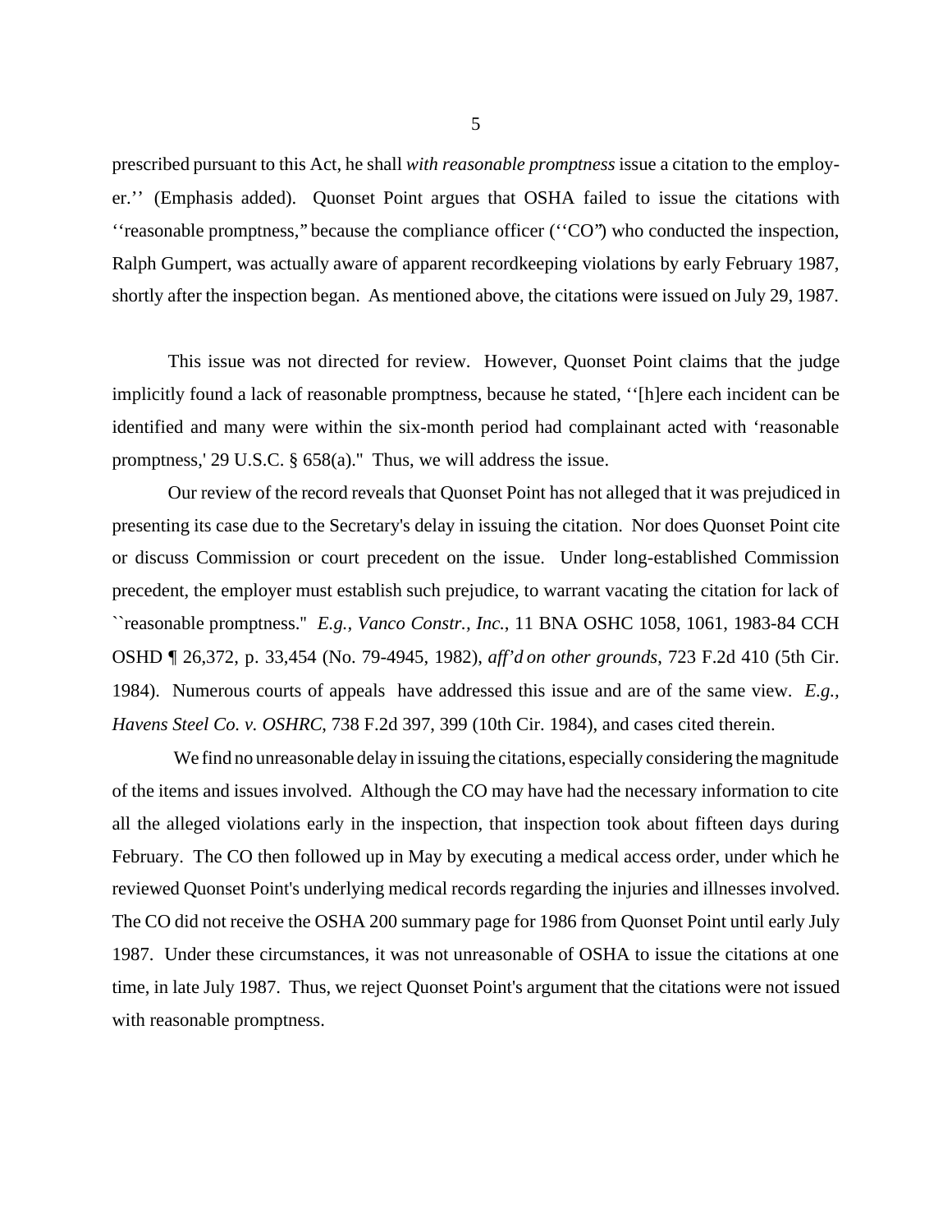prescribed pursuant to this Act, he shall *with reasonable promptness* issue a citation to the employer.'' (Emphasis added). Quonset Point argues that OSHA failed to issue the citations with ''reasonable promptness," because the compliance officer (''CO") who conducted the inspection, Ralph Gumpert, was actually aware of apparent recordkeeping violations by early February 1987, shortly after the inspection began. As mentioned above, the citations were issued on July 29, 1987.

This issue was not directed for review. However, Quonset Point claims that the judge implicitly found a lack of reasonable promptness, because he stated, ''[h]ere each incident can be identified and many were within the six-month period had complainant acted with 'reasonable promptness,' 29 U.S.C. § 658(a)." Thus, we will address the issue.

Our review of the record reveals that Quonset Point has not alleged that it was prejudiced in presenting its case due to the Secretary's delay in issuing the citation. Nor does Quonset Point cite or discuss Commission or court precedent on the issue. Under long-established Commission precedent, the employer must establish such prejudice, to warrant vacating the citation for lack of ``reasonable promptness." *E.g., Vanco Constr., Inc.*, 11 BNA OSHC 1058, 1061, 1983-84 CCH OSHD ¶ 26,372, p. 33,454 (No. 79-4945, 1982), *aff'd on other grounds*, 723 F.2d 410 (5th Cir. 1984). Numerous courts of appeals have addressed this issue and are of the same view. *E.g., Havens Steel Co. v. OSHRC*, 738 F.2d 397, 399 (10th Cir. 1984), and cases cited therein.

We find no unreasonable delay in issuing the citations, especially considering the magnitude of the items and issues involved. Although the CO may have had the necessary information to cite all the alleged violations early in the inspection, that inspection took about fifteen days during February. The CO then followed up in May by executing a medical access order, under which he reviewed Quonset Point's underlying medical records regarding the injuries and illnesses involved. The CO did not receive the OSHA 200 summary page for 1986 from Quonset Point until early July 1987. Under these circumstances, it was not unreasonable of OSHA to issue the citations at one time, in late July 1987. Thus, we reject Quonset Point's argument that the citations were not issued with reasonable promptness.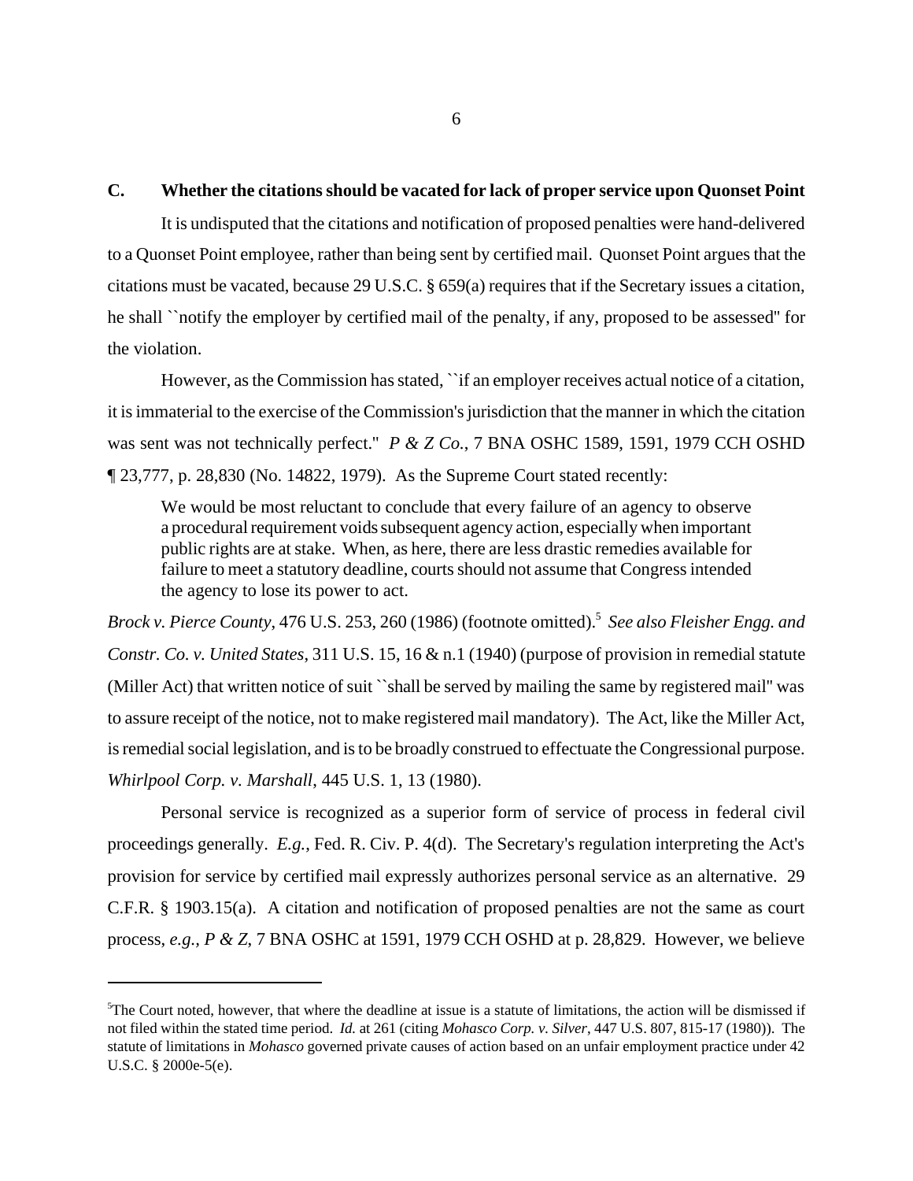## C. Whether the citations should be vacated for lack of proper service upon Quonset Point

It is undisputed that the citations and notification of proposed penalties were hand-delivered to a Quonset Point employee, rather than being sent by certified mail. Quonset Point argues that the citations must be vacated, because 29 U.S.C. § 659(a) requires that if the Secretary issues a citation, he shall ``notify the employer by certified mail of the penalty, if any, proposed to be assessed'' for the violation.

However, as the Commission has stated, ``if an employer receives actual notice of a citation, it is immaterial to the exercise of the Commission's jurisdiction that the manner in which the citation was sent was not technically perfect.'' *P & Z Co.*, 7 BNA OSHC 1589, 1591, 1979 CCH OSHD ¶ 23,777, p. 28,830 (No. 14822, 1979). As the Supreme Court stated recently:

> We would be most reluctant to conclude that every failure of an agency to observe a procedural requirement voids subsequent agency action, especially when important public rights are at stake. When, as here, there are less drastic remedies available for failure to meet a statutory deadline, courts should not assume that Congress intended the agency to lose its power to act.

*Brock v. Pierce County*, 476 U.S. 253, 260 (1986) (footnote omitted).[5] *See also Fleisher Engg. and Constr. Co. v. United States*, 311 U.S. 15, 16 & n.1 (1940) (purpose of provision in remedial statute (Miller Act) that written notice of suit ``shall be served by mailing the same by registered mail'' was to assure receipt of the notice, not to make registered mail mandatory). The Act, like the Miller Act, is remedial social legislation, and is to be broadly construed to effectuate the Congressional purpose. *Whirlpool Corp. v. Marshall*, 445 U.S. 1, 13 (1980).

Personal service is recognized as a superior form of service of process in federal civil proceedings generally. *E.g.*, Fed. R. Civ. P. 4(d). The Secretary's regulation interpreting the Act's provision for service by certified mail expressly authorizes personal service as an alternative. 29 C.F.R. § 1903.15(a). A citation and notification of proposed penalties are not the same as court process, *e.g., P & Z*, 7 BNA OSHC at 1591, 1979 CCH OSHD at p. 28,829. However, we believe

---

[5]The Court noted, however, that where the deadline at issue is a statute of limitations, the action will be dismissed if not filed within the stated time period. *Id.* at 261 (citing *Mohasco Corp. v. Silver*, 447 U.S. 807, 815-17 (1980)). The statute of limitations in *Mohasco* governed private causes of action based on an unfair employment practice under 42 U.S.C. § 2000e-5(e).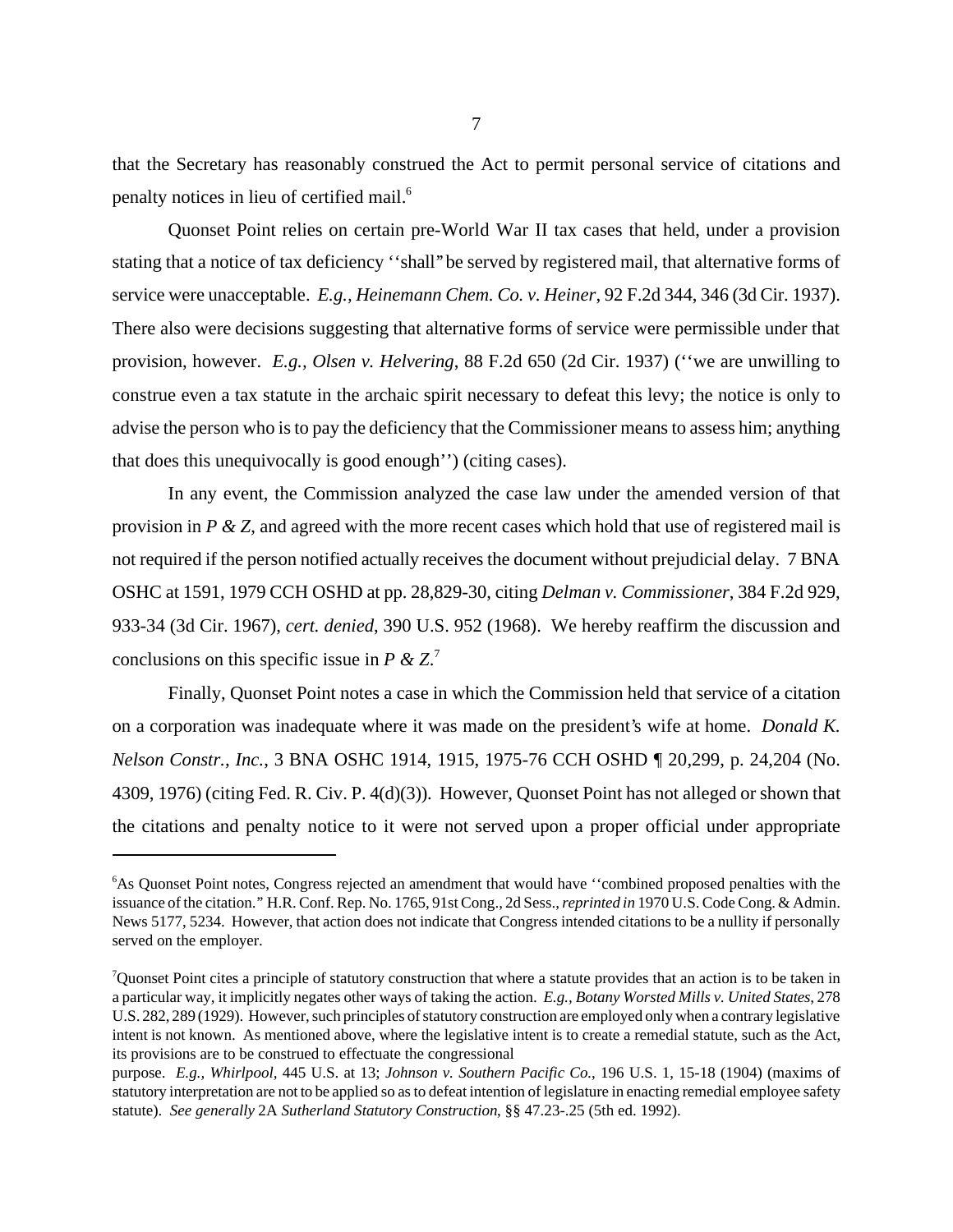that the Secretary has reasonably construed the Act to permit personal service of citations and penalty notices in lieu of certified mail.[6]

Quonset Point relies on certain pre-World War II tax cases that held, under a provision stating that a notice of tax deficiency ''shall" be served by registered mail, that alternative forms of service were unacceptable. *E.g., Heinemann Chem. Co. v. Heiner*, 92 F.2d 344, 346 (3d Cir. 1937). There also were decisions suggesting that alternative forms of service were permissible under that provision, however. *E.g., Olsen v. Helvering*, 88 F.2d 650 (2d Cir. 1937) (''we are unwilling to construe even a tax statute in the archaic spirit necessary to defeat this levy; the notice is only to advise the person who is to pay the deficiency that the Commissioner means to assess him; anything that does this unequivocally is good enough'') (citing cases).

In any event, the Commission analyzed the case law under the amended version of that provision in *P & Z*, and agreed with the more recent cases which hold that use of registered mail is not required if the person notified actually receives the document without prejudicial delay. 7 BNA OSHC at 1591, 1979 CCH OSHD at pp. 28,829-30, citing *Delman v. Commissioner*, 384 F.2d 929, 933-34 (3d Cir. 1967), *cert. denied*, 390 U.S. 952 (1968). We hereby reaffirm the discussion and conclusions on this specific issue in *P & Z*.[7]

Finally, Quonset Point notes a case in which the Commission held that service of a citation on a corporation was inadequate where it was made on the president's wife at home. *Donald K. Nelson Constr., Inc.*, 3 BNA OSHC 1914, 1915, 1975-76 CCH OSHD ¶ 20,299, p. 24,204 (No. 4309, 1976) (citing Fed. R. Civ. P. 4(d)(3)). However, Quonset Point has not alleged or shown that the citations and penalty notice to it were not served upon a proper official under appropriate

---

[6]As Quonset Point notes, Congress rejected an amendment that would have ''combined proposed penalties with the issuance of the citation." H.R. Conf. Rep. No. 1765, 91st Cong., 2d Sess., *reprinted in* 1970 U.S. Code Cong. & Admin. News 5177, 5234. However, that action does not indicate that Congress intended citations to be a nullity if personally served on the employer.

[7]Quonset Point cites a principle of statutory construction that where a statute provides that an action is to be taken in a particular way, it implicitly negates other ways of taking the action. *E.g., Botany Worsted Mills v. United States*, 278 U.S. 282, 289 (1929). However, such principles of statutory construction are employed only when a contrary legislative intent is not known. As mentioned above, where the legislative intent is to create a remedial statute, such as the Act, its provisions are to be construed to effectuate the congressional purpose. *E.g., Whirlpool*, 445 U.S. at 13; *Johnson v. Southern Pacific Co.*, 196 U.S. 1, 15-18 (1904) (maxims of statutory interpretation are not to be applied so as to defeat intention of legislature in enacting remedial employee safety statute). *See generally* 2A *Sutherland Statutory Construction*, §§ 47.23-.25 (5th ed. 1992).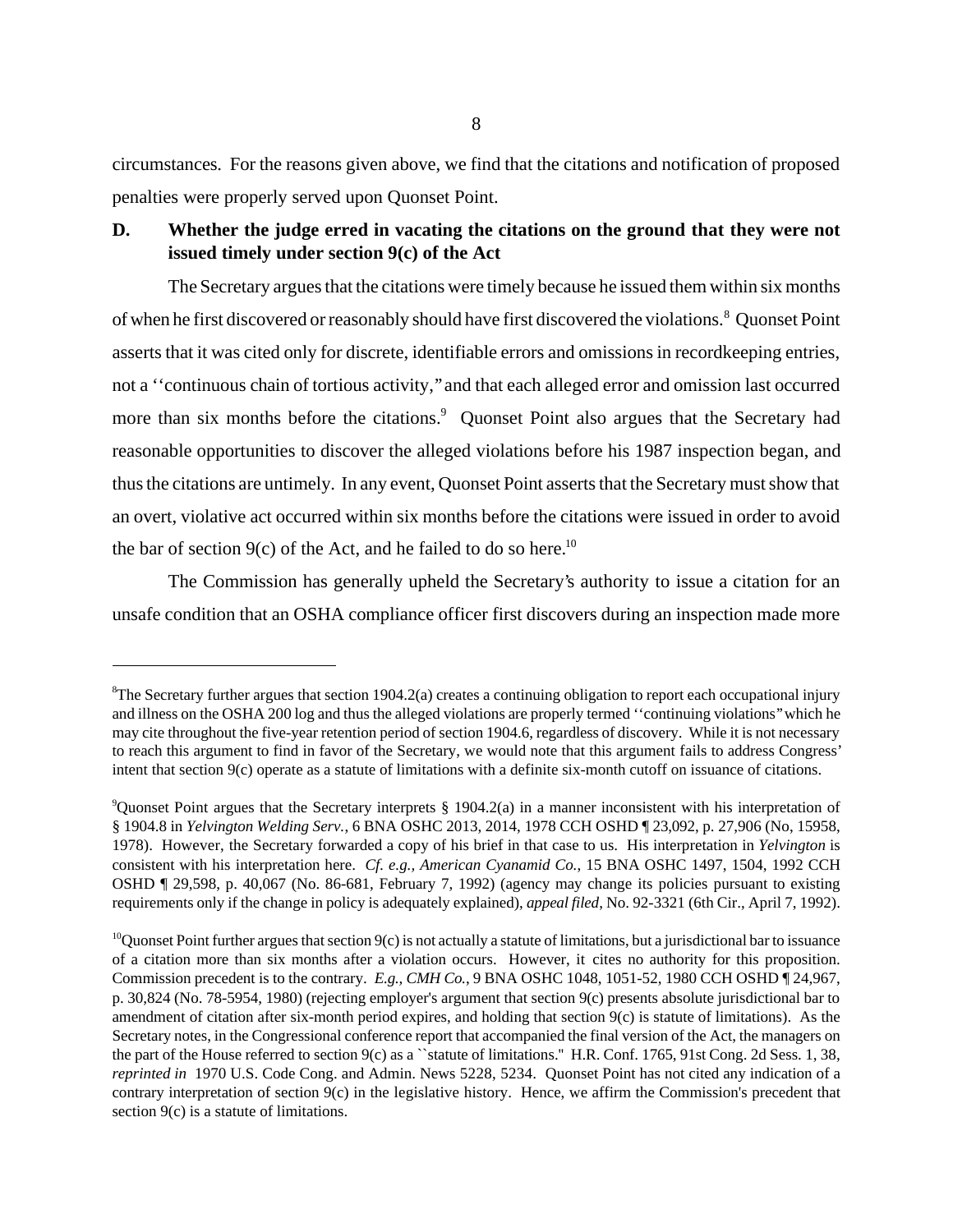circumstances. For the reasons given above, we find that the citations and notification of proposed penalties were properly served upon Quonset Point.

**D. Whether the judge erred in vacating the citations on the ground that they were not issued timely under section 9(c) of the Act**

The Secretary argues that the citations were timely because he issued them within six months of when he first discovered or reasonably should have first discovered the violations.[8] Quonset Point asserts that it was cited only for discrete, identifiable errors and omissions in recordkeeping entries, not a ''continuous chain of tortious activity," and that each alleged error and omission last occurred more than six months before the citations.[9] Quonset Point also argues that the Secretary had reasonable opportunities to discover the alleged violations before his 1987 inspection began, and thus the citations are untimely. In any event, Quonset Point asserts that the Secretary must show that an overt, violative act occurred within six months before the citations were issued in order to avoid the bar of section 9(c) of the Act, and he failed to do so here.[10]

The Commission has generally upheld the Secretary's authority to issue a citation for an unsafe condition that an OSHA compliance officer first discovers during an inspection made more

---

[8]The Secretary further argues that section 1904.2(a) creates a continuing obligation to report each occupational injury and illness on the OSHA 200 log and thus the alleged violations are properly termed ''continuing violations" which he may cite throughout the five-year retention period of section 1904.6, regardless of discovery. While it is not necessary to reach this argument to find in favor of the Secretary, we would note that this argument fails to address Congress' intent that section 9(c) operate as a statute of limitations with a definite six-month cutoff on issuance of citations.

[9]Quonset Point argues that the Secretary interprets § 1904.2(a) in a manner inconsistent with his interpretation of § 1904.8 in *Yelvington Welding Serv.*, 6 BNA OSHC 2013, 2014, 1978 CCH OSHD ¶ 23,092, p. 27,906 (No, 15958, 1978). However, the Secretary forwarded a copy of his brief in that case to us. His interpretation in *Yelvington* is consistent with his interpretation here. *Cf. e.g., American Cyanamid Co.*, 15 BNA OSHC 1497, 1504, 1992 CCH OSHD ¶ 29,598, p. 40,067 (No. 86-681, February 7, 1992) (agency may change its policies pursuant to existing requirements only if the change in policy is adequately explained), *appeal filed*, No. 92-3321 (6th Cir., April 7, 1992).

[10]Quonset Point further argues that section 9(c) is not actually a statute of limitations, but a jurisdictional bar to issuance of a citation more than six months after a violation occurs. However, it cites no authority for this proposition. Commission precedent is to the contrary. *E.g., CMH Co.*, 9 BNA OSHC 1048, 1051-52, 1980 CCH OSHD ¶ 24,967, p. 30,824 (No. 78-5954, 1980) (rejecting employer's argument that section 9(c) presents absolute jurisdictional bar to amendment of citation after six-month period expires, and holding that section 9(c) is statute of limitations). As the Secretary notes, in the Congressional conference report that accompanied the final version of the Act, the managers on the part of the House referred to section 9(c) as a ``statute of limitations." H.R. Conf. 1765, 91st Cong. 2d Sess. 1, 38, *reprinted in* 1970 U.S. Code Cong. and Admin. News 5228, 5234. Quonset Point has not cited any indication of a contrary interpretation of section 9(c) in the legislative history. Hence, we affirm the Commission's precedent that section 9(c) is a statute of limitations.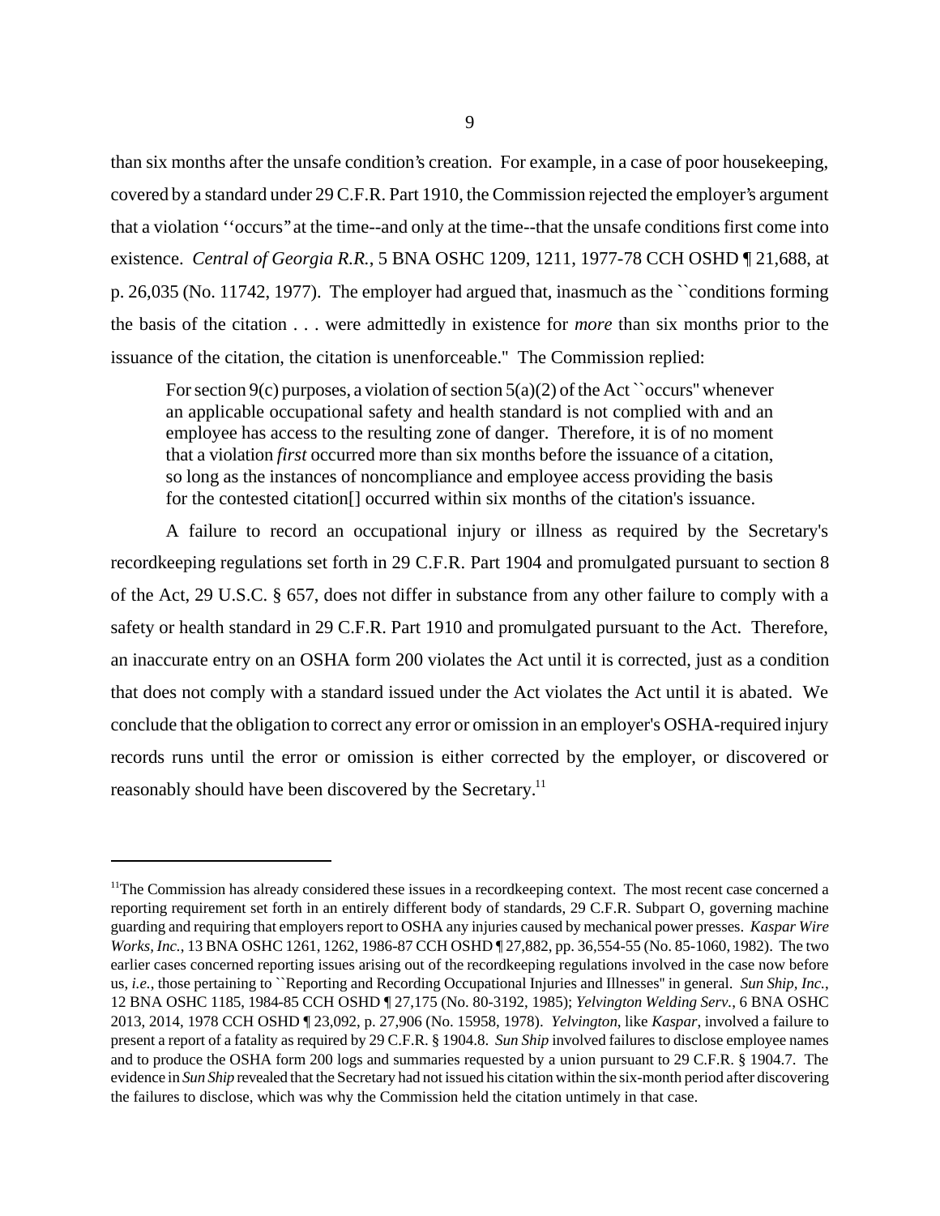than six months after the unsafe condition's creation. For example, in a case of poor housekeeping, covered by a standard under 29 C.F.R. Part 1910, the Commission rejected the employer's argument that a violation "occurs" at the time--and only at the time--that the unsafe conditions first come into existence. *Central of Georgia R.R.*, 5 BNA OSHC 1209, 1211, 1977-78 CCH OSHD ¶ 21,688, at p. 26,035 (No. 11742, 1977). The employer had argued that, inasmuch as the "conditions forming the basis of the citation . . . were admittedly in existence for *more* than six months prior to the issuance of the citation, the citation is unenforceable." The Commission replied:

> For section 9(c) purposes, a violation of section 5(a)(2) of the Act "occurs" whenever an applicable occupational safety and health standard is not complied with and an employee has access to the resulting zone of danger. Therefore, it is of no moment that a violation *first* occurred more than six months before the issuance of a citation, so long as the instances of noncompliance and employee access providing the basis for the contested citation[] occurred within six months of the citation's issuance.

A failure to record an occupational injury or illness as required by the Secretary's recordkeeping regulations set forth in 29 C.F.R. Part 1904 and promulgated pursuant to section 8 of the Act, 29 U.S.C. § 657, does not differ in substance from any other failure to comply with a safety or health standard in 29 C.F.R. Part 1910 and promulgated pursuant to the Act. Therefore, an inaccurate entry on an OSHA form 200 violates the Act until it is corrected, just as a condition that does not comply with a standard issued under the Act violates the Act until it is abated. We conclude that the obligation to correct any error or omission in an employer's OSHA-required injury records runs until the error or omission is either corrected by the employer, or discovered or reasonably should have been discovered by the Secretary.[11]

---

[11] The Commission has already considered these issues in a recordkeeping context. The most recent case concerned a reporting requirement set forth in an entirely different body of standards, 29 C.F.R. Subpart O, governing machine guarding and requiring that employers report to OSHA any injuries caused by mechanical power presses. *Kaspar Wire Works, Inc.*, 13 BNA OSHC 1261, 1262, 1986-87 CCH OSHD ¶ 27,882, pp. 36,554-55 (No. 85-1060, 1982). The two earlier cases concerned reporting issues arising out of the recordkeeping regulations involved in the case now before us, *i.e.*, those pertaining to "Reporting and Recording Occupational Injuries and Illnesses" in general. *Sun Ship, Inc.*, 12 BNA OSHC 1185, 1984-85 CCH OSHD ¶ 27,175 (No. 80-3192, 1985); *Yelvington Welding Serv.*, 6 BNA OSHC 2013, 2014, 1978 CCH OSHD ¶ 23,092, p. 27,906 (No. 15958, 1978). *Yelvington*, like *Kaspar*, involved a failure to present a report of a fatality as required by 29 C.F.R. § 1904.8. *Sun Ship* involved failures to disclose employee names and to produce the OSHA form 200 logs and summaries requested by a union pursuant to 29 C.F.R. § 1904.7. The evidence in *Sun Ship* revealed that the Secretary had not issued his citation within the six-month period after discovering the failures to disclose, which was why the Commission held the citation untimely in that case.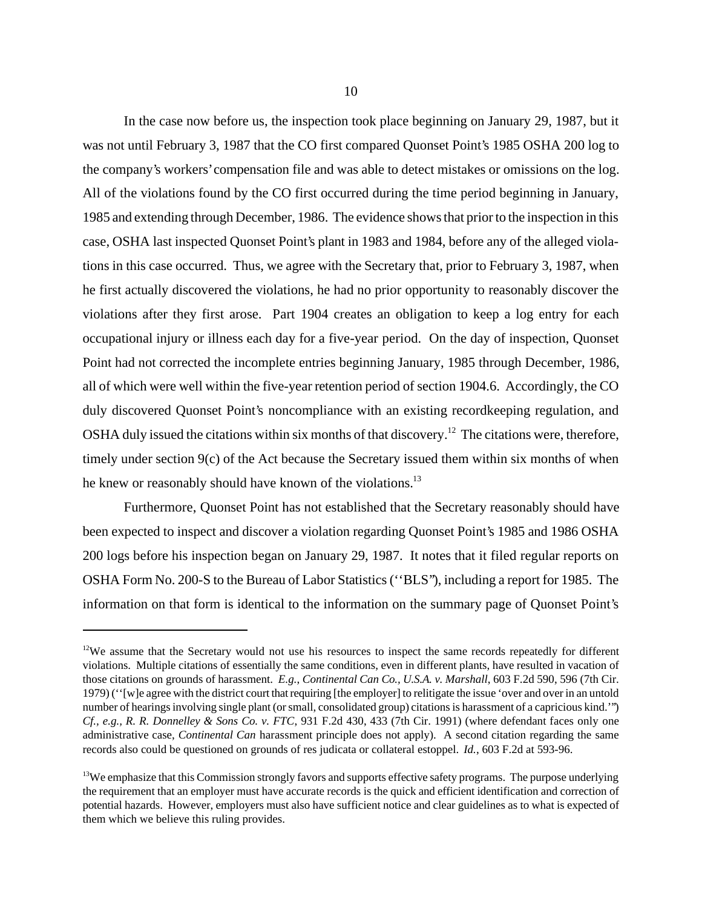In the case now before us, the inspection took place beginning on January 29, 1987, but it was not until February 3, 1987 that the CO first compared Quonset Point's 1985 OSHA 200 log to the company's workers' compensation file and was able to detect mistakes or omissions on the log. All of the violations found by the CO first occurred during the time period beginning in January, 1985 and extending through December, 1986. The evidence shows that prior to the inspection in this case, OSHA last inspected Quonset Point's plant in 1983 and 1984, before any of the alleged violations in this case occurred. Thus, we agree with the Secretary that, prior to February 3, 1987, when he first actually discovered the violations, he had no prior opportunity to reasonably discover the violations after they first arose. Part 1904 creates an obligation to keep a log entry for each occupational injury or illness each day for a five-year period. On the day of inspection, Quonset Point had not corrected the incomplete entries beginning January, 1985 through December, 1986, all of which were well within the five-year retention period of section 1904.6. Accordingly, the CO duly discovered Quonset Point's noncompliance with an existing recordkeeping regulation, and OSHA duly issued the citations within six months of that discovery.[12] The citations were, therefore, timely under section 9(c) of the Act because the Secretary issued them within six months of when he knew or reasonably should have known of the violations.[13]

Furthermore, Quonset Point has not established that the Secretary reasonably should have been expected to inspect and discover a violation regarding Quonset Point's 1985 and 1986 OSHA 200 logs before his inspection began on January 29, 1987. It notes that it filed regular reports on OSHA Form No. 200-S to the Bureau of Labor Statistics (''BLS''), including a report for 1985. The information on that form is identical to the information on the summary page of Quonset Point's

---

[12]We assume that the Secretary would not use his resources to inspect the same records repeatedly for different violations. Multiple citations of essentially the same conditions, even in different plants, have resulted in vacation of those citations on grounds of harassment. *E.g.*, *Continental Can Co., U.S.A. v. Marshall*, 603 F.2d 590, 596 (7th Cir. 1979) (''[w]e agree with the district court that requiring [the employer] to relitigate the issue 'over and over in an untold number of hearings involving single plant (or small, consolidated group) citations is harassment of a capricious kind.''') *Cf., e.g., R. R. Donnelley & Sons Co. v. FTC*, 931 F.2d 430, 433 (7th Cir. 1991) (where defendant faces only one administrative case, *Continental Can* harassment principle does not apply). A second citation regarding the same records also could be questioned on grounds of res judicata or collateral estoppel. *Id.*, 603 F.2d at 593-96.

[13]We emphasize that this Commission strongly favors and supports effective safety programs. The purpose underlying the requirement that an employer must have accurate records is the quick and efficient identification and correction of potential hazards. However, employers must also have sufficient notice and clear guidelines as to what is expected of them which we believe this ruling provides.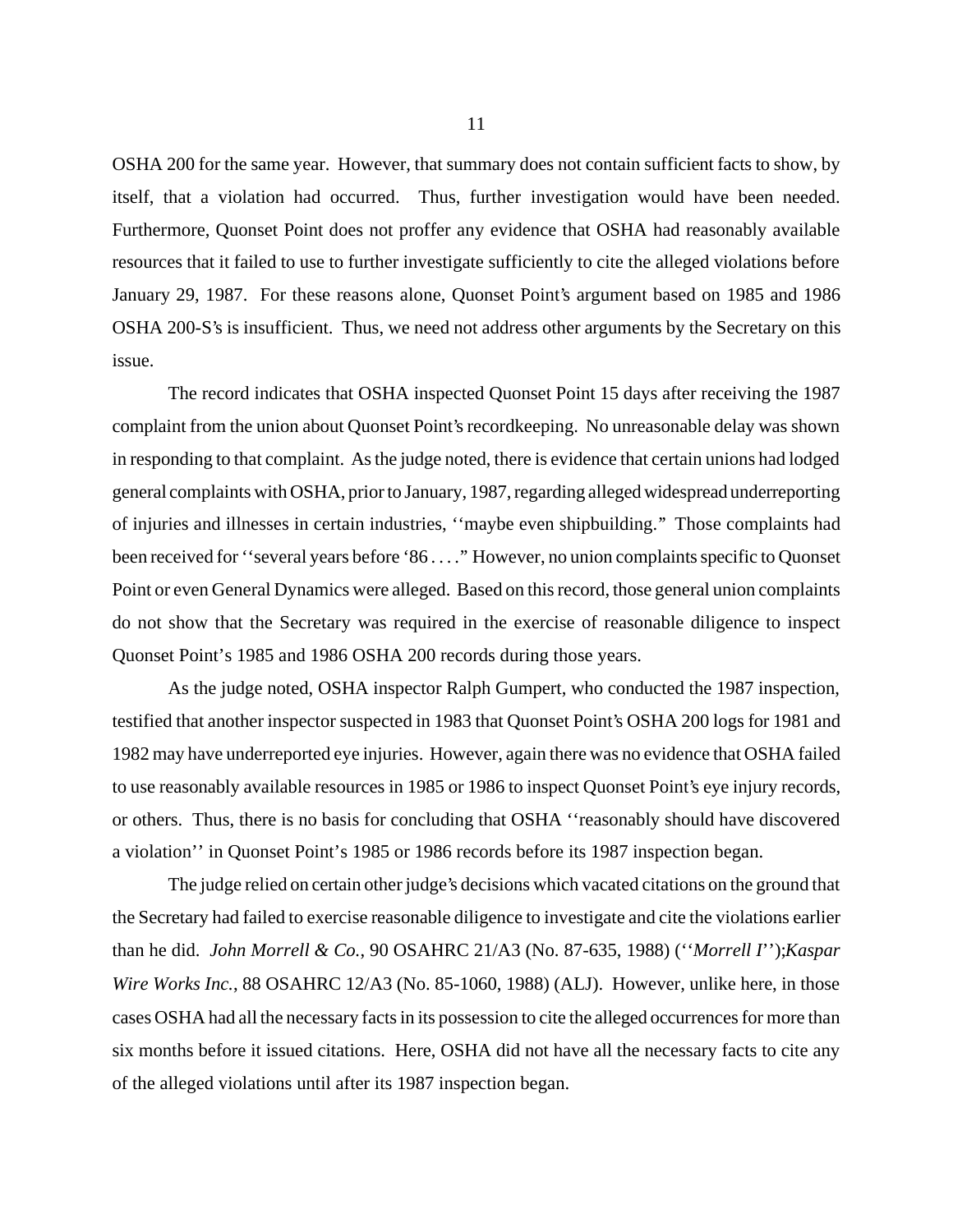OSHA 200 for the same year. However, that summary does not contain sufficient facts to show, by itself, that a violation had occurred. Thus, further investigation would have been needed. Furthermore, Quonset Point does not proffer any evidence that OSHA had reasonably available resources that it failed to use to further investigate sufficiently to cite the alleged violations before January 29, 1987. For these reasons alone, Quonset Point's argument based on 1985 and 1986 OSHA 200-S's is insufficient. Thus, we need not address other arguments by the Secretary on this issue.

The record indicates that OSHA inspected Quonset Point 15 days after receiving the 1987 complaint from the union about Quonset Point's recordkeeping. No unreasonable delay was shown in responding to that complaint. As the judge noted, there is evidence that certain unions had lodged general complaints with OSHA, prior to January, 1987, regarding alleged widespread underreporting of injuries and illnesses in certain industries, ''maybe even shipbuilding." Those complaints had been received for ''several years before '86 . . . ." However, no union complaints specific to Quonset Point or even General Dynamics were alleged. Based on this record, those general union complaints do not show that the Secretary was required in the exercise of reasonable diligence to inspect Quonset Point's 1985 and 1986 OSHA 200 records during those years.

As the judge noted, OSHA inspector Ralph Gumpert, who conducted the 1987 inspection, testified that another inspector suspected in 1983 that Quonset Point's OSHA 200 logs for 1981 and 1982 may have underreported eye injuries. However, again there was no evidence that OSHA failed to use reasonably available resources in 1985 or 1986 to inspect Quonset Point's eye injury records, or others. Thus, there is no basis for concluding that OSHA ''reasonably should have discovered a violation'' in Quonset Point's 1985 or 1986 records before its 1987 inspection began.

The judge relied on certain other judge's decisions which vacated citations on the ground that the Secretary had failed to exercise reasonable diligence to investigate and cite the violations earlier than he did. *John Morrell & Co.*, 90 OSAHRC 21/A3 (No. 87-635, 1988) (''*Morrell I*'');*Kaspar Wire Works Inc.*, 88 OSAHRC 12/A3 (No. 85-1060, 1988) (ALJ). However, unlike here, in those cases OSHA had all the necessary facts in its possession to cite the alleged occurrences for more than six months before it issued citations. Here, OSHA did not have all the necessary facts to cite any of the alleged violations until after its 1987 inspection began.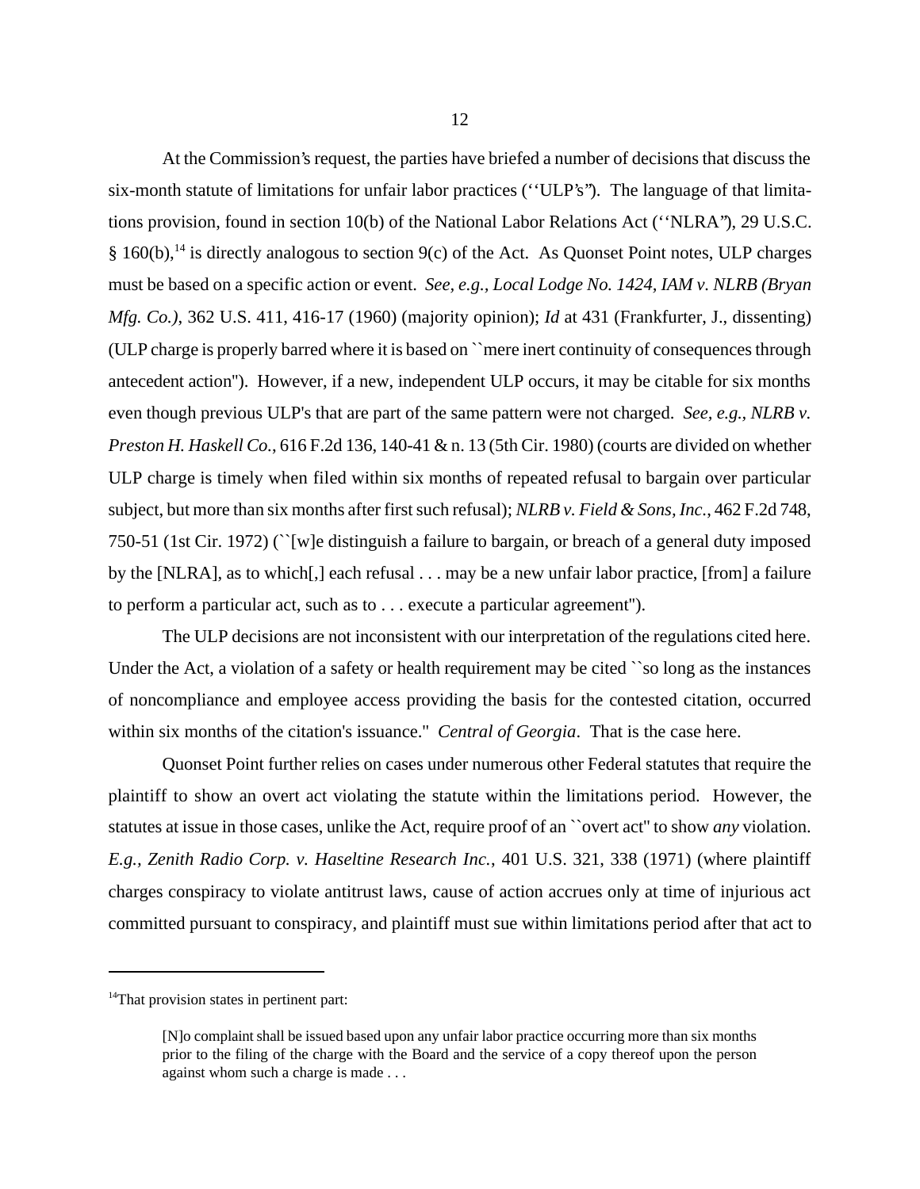At the Commission's request, the parties have briefed a number of decisions that discuss the six-month statute of limitations for unfair labor practices (''ULP's''). The language of that limitations provision, found in section 10(b) of the National Labor Relations Act (''NLRA''), 29 U.S.C. § 160(b),[14] is directly analogous to section 9(c) of the Act. As Quonset Point notes, ULP charges must be based on a specific action or event. *See, e.g., Local Lodge No. 1424, IAM v. NLRB (Bryan Mfg. Co.)*, 362 U.S. 411, 416-17 (1960) (majority opinion); *Id* at 431 (Frankfurter, J., dissenting) (ULP charge is properly barred where it is based on ``mere inert continuity of consequences through antecedent action''). However, if a new, independent ULP occurs, it may be citable for six months even though previous ULP's that are part of the same pattern were not charged. *See, e.g., NLRB v. Preston H. Haskell Co.*, 616 F.2d 136, 140-41 & n. 13 (5th Cir. 1980) (courts are divided on whether ULP charge is timely when filed within six months of repeated refusal to bargain over particular subject, but more than six months after first such refusal); *NLRB v. Field & Sons, Inc.*, 462 F.2d 748, 750-51 (1st Cir. 1972) (``[w]e distinguish a failure to bargain, or breach of a general duty imposed by the [NLRA], as to which[,] each refusal . . . may be a new unfair labor practice, [from] a failure to perform a particular act, such as to . . . execute a particular agreement'').

The ULP decisions are not inconsistent with our interpretation of the regulations cited here. Under the Act, a violation of a safety or health requirement may be cited ``so long as the instances of noncompliance and employee access providing the basis for the contested citation, occurred within six months of the citation's issuance.'' *Central of Georgia*. That is the case here.

Quonset Point further relies on cases under numerous other Federal statutes that require the plaintiff to show an overt act violating the statute within the limitations period. However, the statutes at issue in those cases, unlike the Act, require proof of an ``overt act'' to show *any* violation. *E.g., Zenith Radio Corp. v. Haseltine Research Inc.*, 401 U.S. 321, 338 (1971) (where plaintiff charges conspiracy to violate antitrust laws, cause of action accrues only at time of injurious act committed pursuant to conspiracy, and plaintiff must sue within limitations period after that act to

---

[14] That provision states in pertinent part:

> [N]o complaint shall be issued based upon any unfair labor practice occurring more than six months prior to the filing of the charge with the Board and the service of a copy thereof upon the person against whom such a charge is made . . .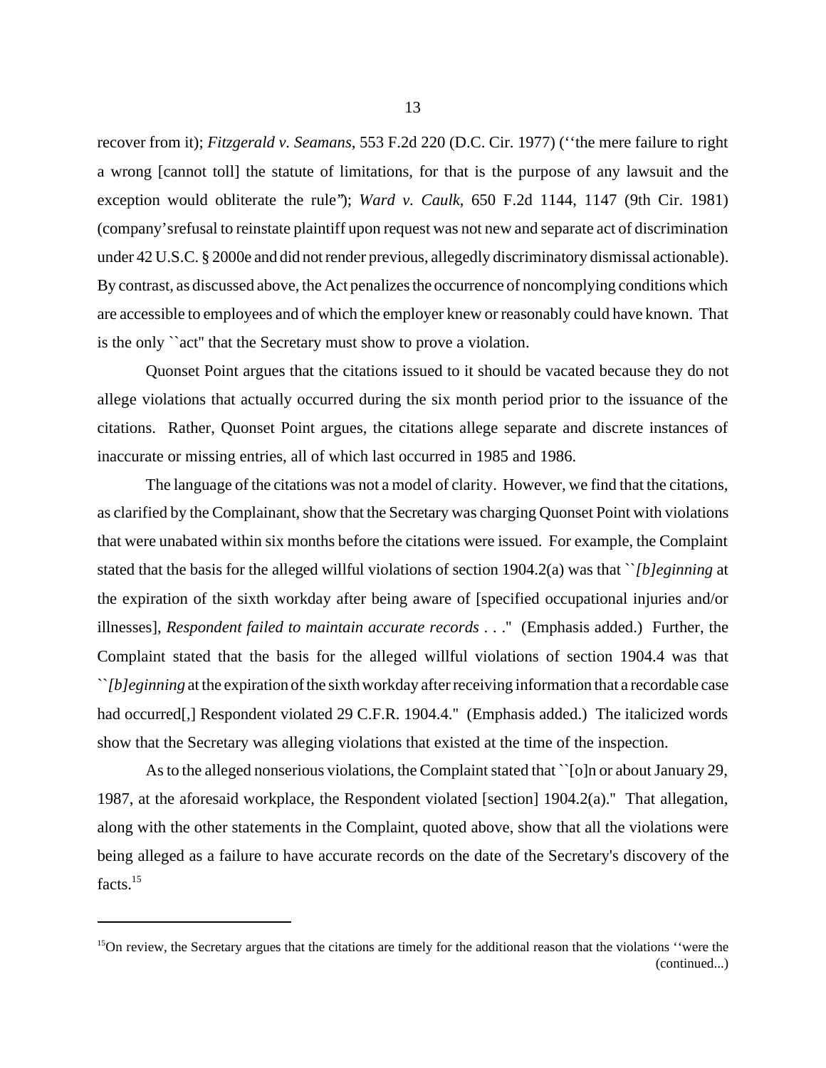recover from it); *Fitzgerald v. Seamans*, 553 F.2d 220 (D.C. Cir. 1977) (''the mere failure to right a wrong [cannot toll] the statute of limitations, for that is the purpose of any lawsuit and the exception would obliterate the rule"); *Ward v. Caulk*, 650 F.2d 1144, 1147 (9th Cir. 1981) (company's refusal to reinstate plaintiff upon request was not new and separate act of discrimination under 42 U.S.C. § 2000e and did not render previous, allegedly discriminatory dismissal actionable). By contrast, as discussed above, the Act penalizes the occurrence of noncomplying conditions which are accessible to employees and of which the employer knew or reasonably could have known. That is the only ``act" that the Secretary must show to prove a violation.

Quonset Point argues that the citations issued to it should be vacated because they do not allege violations that actually occurred during the six month period prior to the issuance of the citations. Rather, Quonset Point argues, the citations allege separate and discrete instances of inaccurate or missing entries, all of which last occurred in 1985 and 1986.

The language of the citations was not a model of clarity. However, we find that the citations, as clarified by the Complainant, show that the Secretary was charging Quonset Point with violations that were unabated within six months before the citations were issued. For example, the Complaint stated that the basis for the alleged willful violations of section 1904.2(a) was that ``*[b]eginning* at the expiration of the sixth workday after being aware of [specified occupational injuries and/or illnesses], *Respondent failed to maintain accurate records* . . ." (Emphasis added.) Further, the Complaint stated that the basis for the alleged willful violations of section 1904.4 was that ``*[b]eginning* at the expiration of the sixth workday after receiving information that a recordable case had occurred[,] Respondent violated 29 C.F.R. 1904.4." (Emphasis added.) The italicized words show that the Secretary was alleging violations that existed at the time of the inspection.

As to the alleged nonserious violations, the Complaint stated that ``[o]n or about January 29, 1987, at the aforesaid workplace, the Respondent violated [section] 1904.2(a)." That allegation, along with the other statements in the Complaint, quoted above, show that all the violations were being alleged as a failure to have accurate records on the date of the Secretary's discovery of the facts.[15]

---

[15]On review, the Secretary argues that the citations are timely for the additional reason that the violations ''were the (continued...)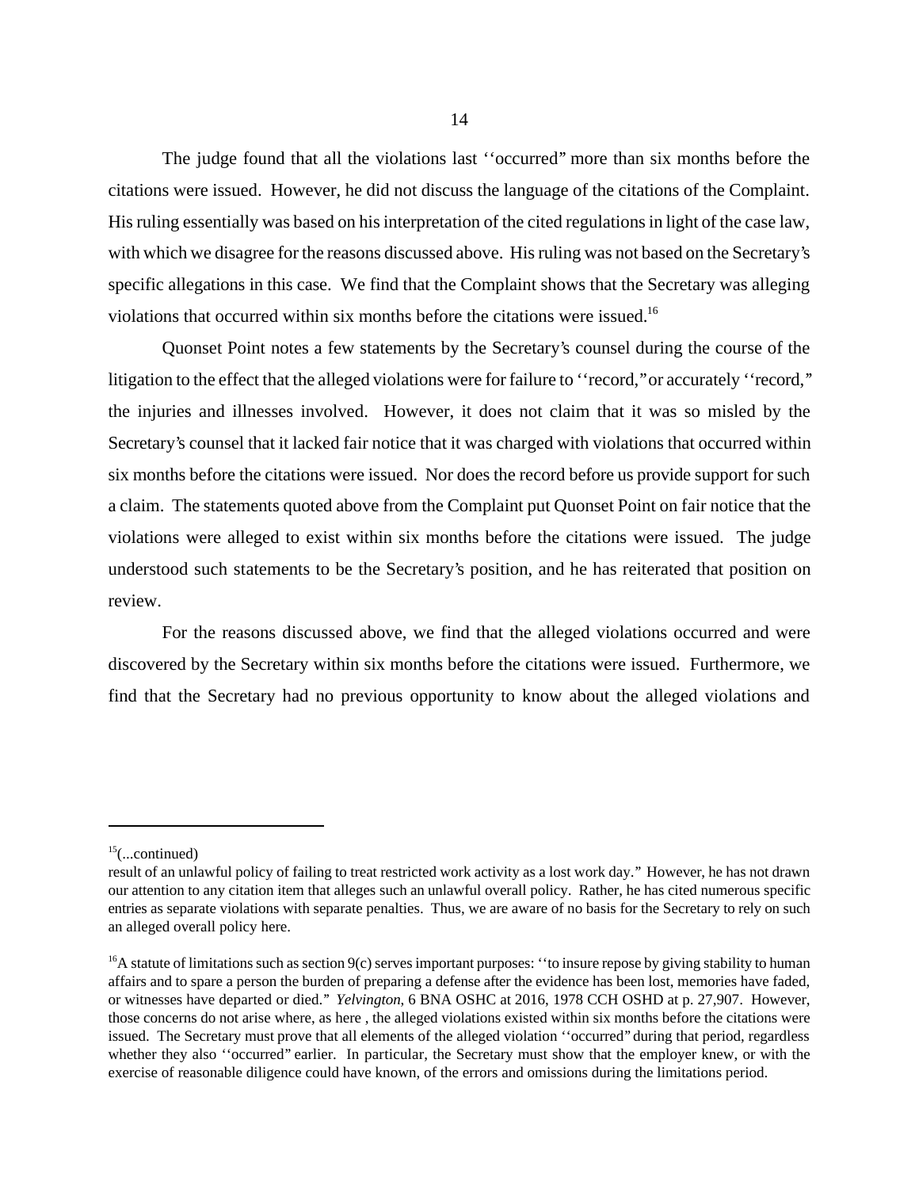The judge found that all the violations last ''occurred'' more than six months before the citations were issued. However, he did not discuss the language of the citations of the Complaint. His ruling essentially was based on his interpretation of the cited regulations in light of the case law, with which we disagree for the reasons discussed above. His ruling was not based on the Secretary's specific allegations in this case. We find that the Complaint shows that the Secretary was alleging violations that occurred within six months before the citations were issued.[16]

Quonset Point notes a few statements by the Secretary's counsel during the course of the litigation to the effect that the alleged violations were for failure to ''record,'' or accurately ''record,'' the injuries and illnesses involved. However, it does not claim that it was so misled by the Secretary's counsel that it lacked fair notice that it was charged with violations that occurred within six months before the citations were issued. Nor does the record before us provide support for such a claim. The statements quoted above from the Complaint put Quonset Point on fair notice that the violations were alleged to exist within six months before the citations were issued. The judge understood such statements to be the Secretary's position, and he has reiterated that position on review.

For the reasons discussed above, we find that the alleged violations occurred and were discovered by the Secretary within six months before the citations were issued. Furthermore, we find that the Secretary had no previous opportunity to know about the alleged violations and

---

[15](...continued)
result of an unlawful policy of failing to treat restricted work activity as a lost work day.'' However, he has not drawn our attention to any citation item that alleges such an unlawful overall policy. Rather, he has cited numerous specific entries as separate violations with separate penalties. Thus, we are aware of no basis for the Secretary to rely on such an alleged overall policy here.

[16]A statute of limitations such as section 9(c) serves important purposes: ''to insure repose by giving stability to human affairs and to spare a person the burden of preparing a defense after the evidence has been lost, memories have faded, or witnesses have departed or died.'' *Yelvington*, 6 BNA OSHC at 2016, 1978 CCH OSHD at p. 27,907. However, those concerns do not arise where, as here , the alleged violations existed within six months before the citations were issued. The Secretary must prove that all elements of the alleged violation ''occurred'' during that period, regardless whether they also ''occurred'' earlier. In particular, the Secretary must show that the employer knew, or with the exercise of reasonable diligence could have known, of the errors and omissions during the limitations period.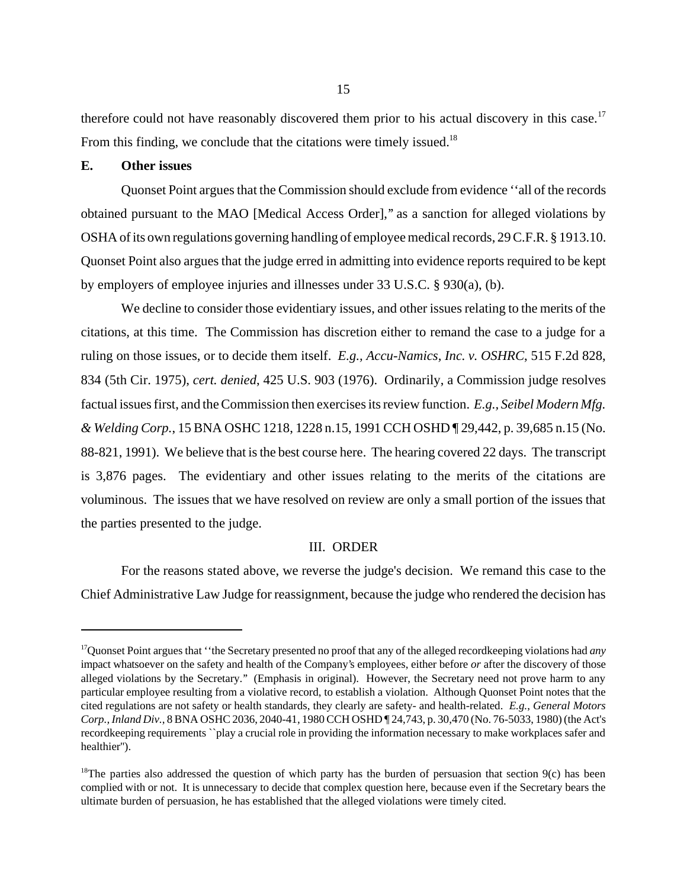therefore could not have reasonably discovered them prior to his actual discovery in this case.[17] From this finding, we conclude that the citations were timely issued.[18]

**E. Other issues**

Quonset Point argues that the Commission should exclude from evidence ''all of the records obtained pursuant to the MAO [Medical Access Order]," as a sanction for alleged violations by OSHA of its own regulations governing handling of employee medical records, 29 C.F.R. § 1913.10. Quonset Point also argues that the judge erred in admitting into evidence reports required to be kept by employers of employee injuries and illnesses under 33 U.S.C. § 930(a), (b).

We decline to consider those evidentiary issues, and other issues relating to the merits of the citations, at this time. The Commission has discretion either to remand the case to a judge for a ruling on those issues, or to decide them itself. *E.g., Accu-Namics, Inc. v. OSHRC*, 515 F.2d 828, 834 (5th Cir. 1975), *cert. denied*, 425 U.S. 903 (1976). Ordinarily, a Commission judge resolves factual issues first, and the Commission then exercises its review function. *E.g., Seibel Modern Mfg. & Welding Corp.*, 15 BNA OSHC 1218, 1228 n.15, 1991 CCH OSHD ¶ 29,442, p. 39,685 n.15 (No. 88-821, 1991). We believe that is the best course here. The hearing covered 22 days. The transcript is 3,876 pages. The evidentiary and other issues relating to the merits of the citations are voluminous. The issues that we have resolved on review are only a small portion of the issues that the parties presented to the judge.

III. ORDER

For the reasons stated above, we reverse the judge's decision. We remand this case to the Chief Administrative Law Judge for reassignment, because the judge who rendered the decision has

---

[17]Quonset Point argues that ''the Secretary presented no proof that any of the alleged recordkeeping violations had *any* impact whatsoever on the safety and health of the Company's employees, either before *or* after the discovery of those alleged violations by the Secretary." (Emphasis in original). However, the Secretary need not prove harm to any particular employee resulting from a violative record, to establish a violation. Although Quonset Point notes that the cited regulations are not safety or health standards, they clearly are safety- and health-related. *E.g., General Motors Corp., Inland Div.*, 8 BNA OSHC 2036, 2040-41, 1980 CCH OSHD ¶ 24,743, p. 30,470 (No. 76-5033, 1980) (the Act's recordkeeping requirements ``play a crucial role in providing the information necessary to make workplaces safer and healthier").

[18]The parties also addressed the question of which party has the burden of persuasion that section 9(c) has been complied with or not. It is unnecessary to decide that complex question here, because even if the Secretary bears the ultimate burden of persuasion, he has established that the alleged violations were timely cited.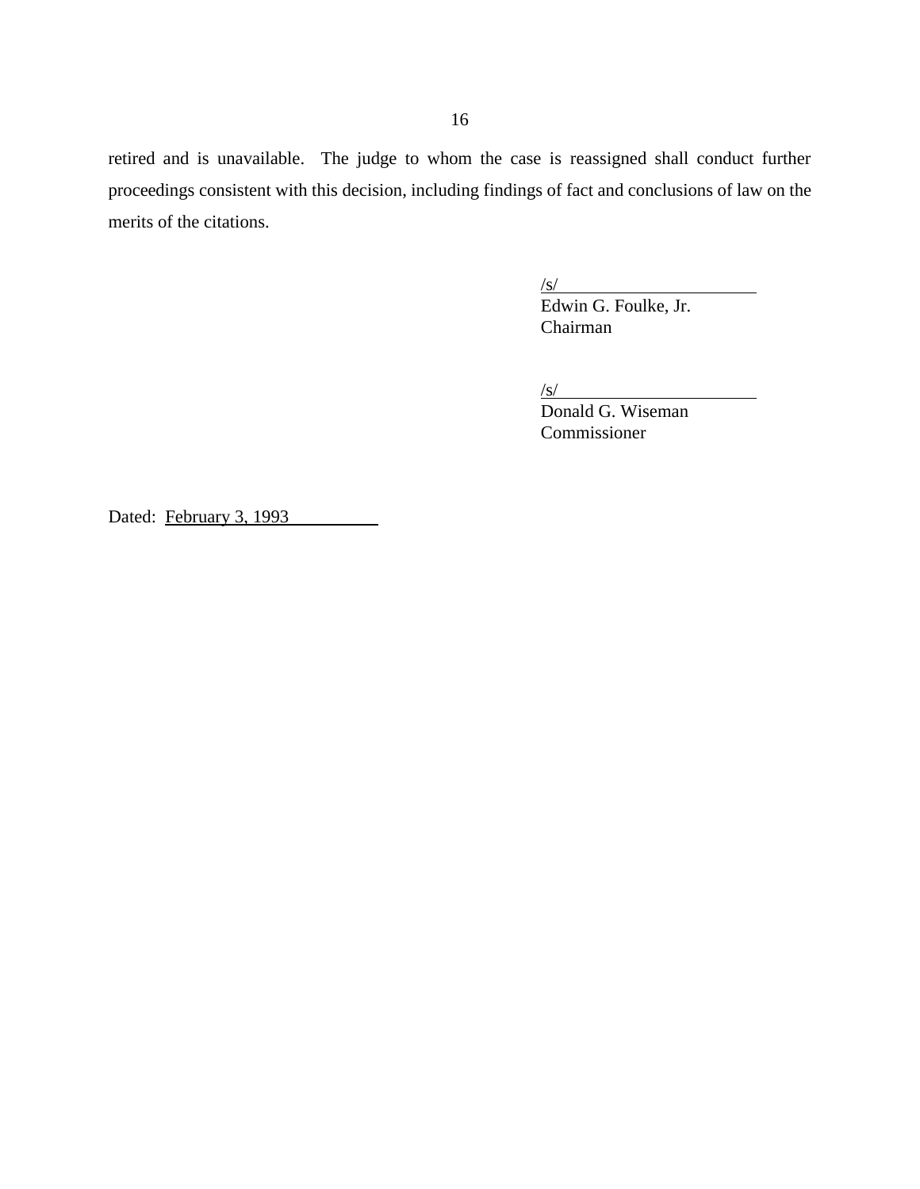retired and is unavailable. The judge to whom the case is reassigned shall conduct further proceedings consistent with this decision, including findings of fact and conclusions of law on the merits of the citations.

/s/
Edwin G. Foulke, Jr.
Chairman

/s/
Donald G. Wiseman
Commissioner

Dated: February 3, 1993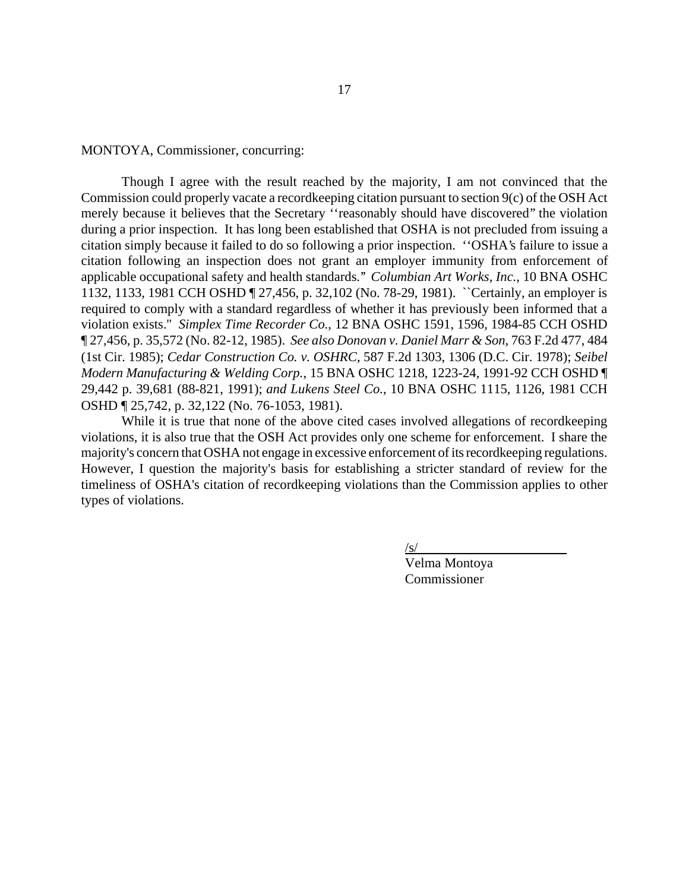MONTOYA, Commissioner, concurring:

Though I agree with the result reached by the majority, I am not convinced that the Commission could properly vacate a recordkeeping citation pursuant to section 9(c) of the OSH Act merely because it believes that the Secretary ''reasonably should have discovered" the violation during a prior inspection. It has long been established that OSHA is not precluded from issuing a citation simply because it failed to do so following a prior inspection. ''OSHA's failure to issue a citation following an inspection does not grant an employer immunity from enforcement of applicable occupational safety and health standards." *Columbian Art Works, Inc.*, 10 BNA OSHC 1132, 1133, 1981 CCH OSHD ¶ 27,456, p. 32,102 (No. 78-29, 1981). ``Certainly, an employer is required to comply with a standard regardless of whether it has previously been informed that a violation exists." *Simplex Time Recorder Co.*, 12 BNA OSHC 1591, 1596, 1984-85 CCH OSHD ¶ 27,456, p. 35,572 (No. 82-12, 1985). *See also Donovan v. Daniel Marr & Son*, 763 F.2d 477, 484 (1st Cir. 1985); *Cedar Construction Co. v. OSHRC*, 587 F.2d 1303, 1306 (D.C. Cir. 1978); *Seibel Modern Manufacturing & Welding Corp.*, 15 BNA OSHC 1218, 1223-24, 1991-92 CCH OSHD ¶ 29,442 p. 39,681 (88-821, 1991); *and Lukens Steel Co.*, 10 BNA OSHC 1115, 1126, 1981 CCH OSHD ¶ 25,742, p. 32,122 (No. 76-1053, 1981).

While it is true that none of the above cited cases involved allegations of recordkeeping violations, it is also true that the OSH Act provides only one scheme for enforcement. I share the majority's concern that OSHA not engage in excessive enforcement of its recordkeeping regulations. However, I question the majority's basis for establishing a stricter standard of review for the timeliness of OSHA's citation of recordkeeping violations than the Commission applies to other types of violations.

/s/
Velma Montoya
Commissioner